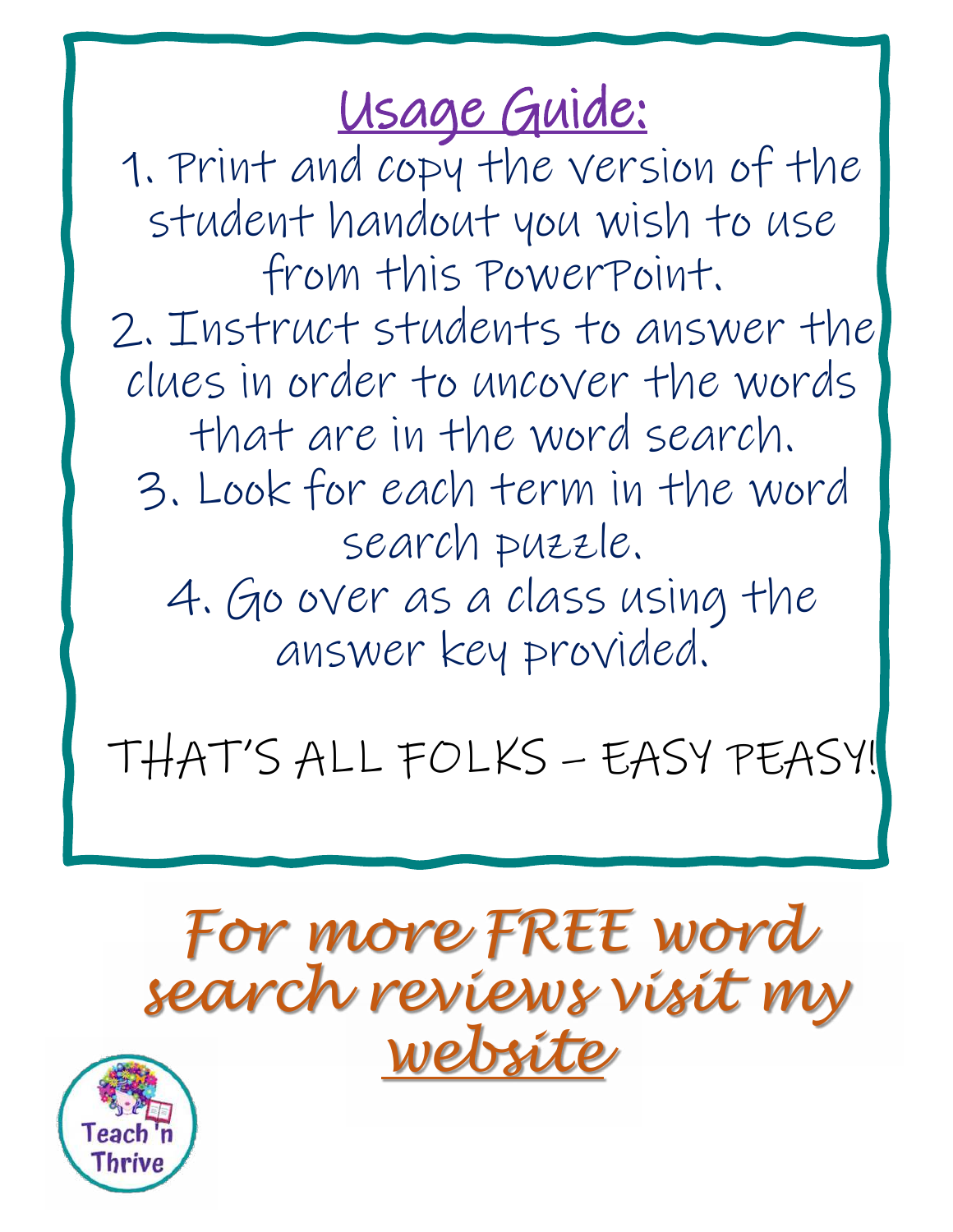## Usage Guide:

1. Print and copy the version of the student handout you wish to use from this PowerPoint.
2. Instruct students to answer the clues in order to uncover the words that are in the word search.
3. Look for each term in the word search puzzle.
4. Go over as a class using the answer key provided.

THAT'S ALL FOLKS – EASY PEASY!

*For more FREE word search reviews visit my website*

Teach 'n Thrive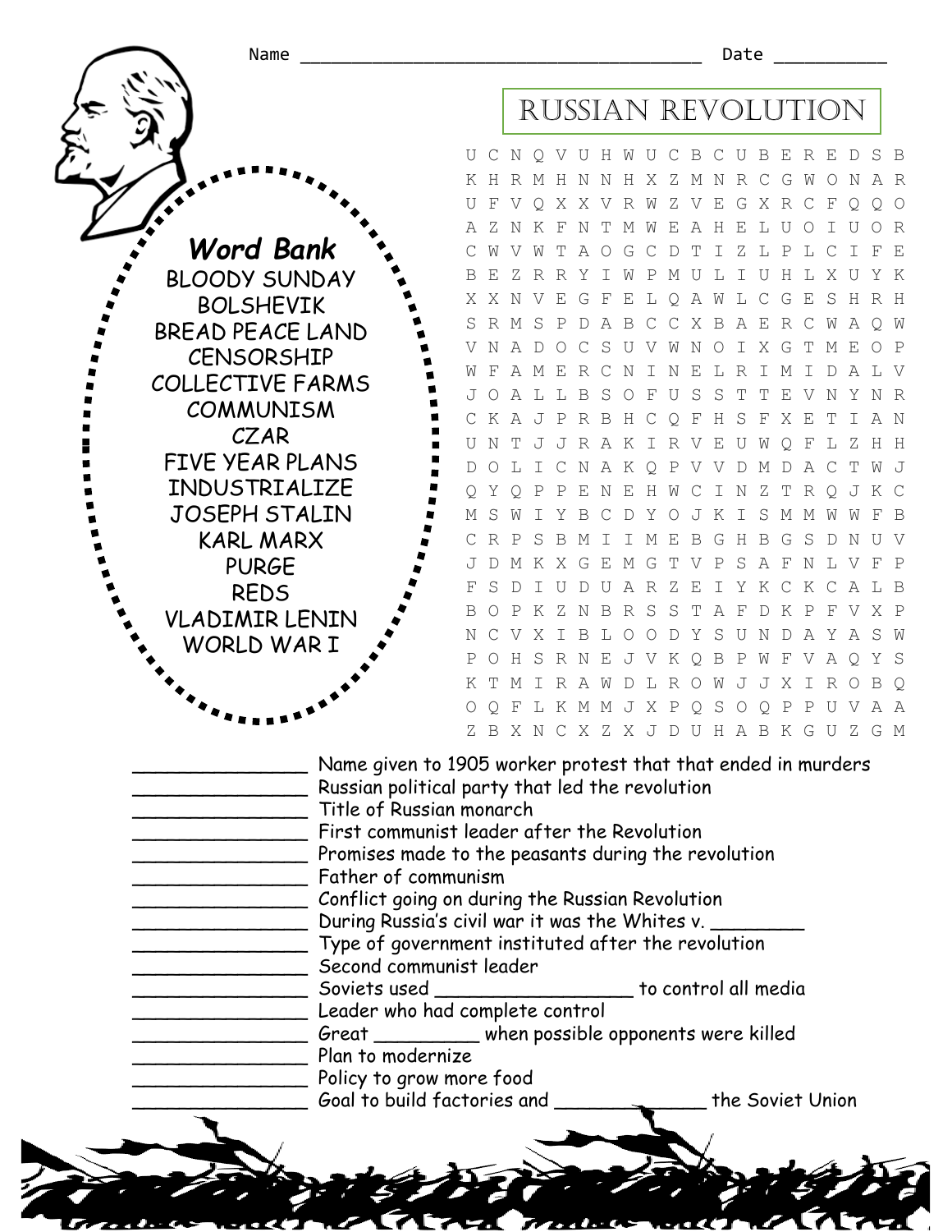Name ________________________________________ Date ___________

# RUSSIAN REVOLUTION

```
U C N Q V U H W U C B C U B E R E D S B
K H R M H N N H X Z M N R C G W O N A R
U F V Q X X V R W Z V E G X R C F Q Q O
A Z N K F N T M W E A H E L U O I U O R
C W V W T A O G C D T I Z L P L C I F E
B E Z R R Y I W P M U L I U H L X U Y K
X X N V E G F E L Q A W L C G E S H R H
S R M S P D A B C C X B A E R C W A Q W
V N A D O C S U V W N O I X G T M E O P
W F A M E R C N I N E L R I M I D A L V
J O A L L B S O F U S S T T E V N Y N R
C K A J P R B H C Q F H S F X E T I A N
U N T J J R A K I R V E U W Q F L Z H H
D O L I C N A K Q P V V D M D A C T W J
Q Y Q P P E N E H W C I N Z T R Q J K C
M S W I Y B C D Y O J K I S M M W W F B
C R P S B M I I M E B G H B G S D N U V
J D M K X G E M G T V P S A F N L V F P
F S D I U D U A R Z E I Y K C K C A L B
B O P K Z N B R S S T A F D K P F V X P
N C V X I B L O O D Y S U N D A Y A S W
P O H S R N E J V K Q B P W F V A Q Y S
K T M I R A W D L R O W J J X I R O B Q
O Q F L K M M J X P Q S O Q P P U V A A
Z B X N C X Z X J D U H A B K G U Z G M
```

## Word Bank

- BLOODY SUNDAY
- BOLSHEVIK
- BREAD PEACE LAND
- CENSORSHIP
- COLLECTIVE FARMS
- COMMUNISM
- CZAR
- FIVE YEAR PLANS
- INDUSTRIALIZE
- JOSEPH STALIN
- KARL MARX
- PURGE
- REDS
- VLADIMIR LENIN
- WORLD WAR I

_______________ Name given to 1905 worker protest that that ended in murders
_______________ Russian political party that led the revolution
_______________ Title of Russian monarch
_______________ First communist leader after the Revolution
_______________ Promises made to the peasants during the revolution
_______________ Father of communism
_______________ Conflict going on during the Russian Revolution
_______________ During Russia's civil war it was the Whites v. ________
_______________ Type of government instituted after the revolution
_______________ Second communist leader
_______________ Soviets used ________________ to control all media
_______________ Leader who had complete control
_______________ Great _________ when possible opponents were killed
_______________ Plan to modernize
_______________ Policy to grow more food
_______________ Goal to build factories and _____________ the Soviet Union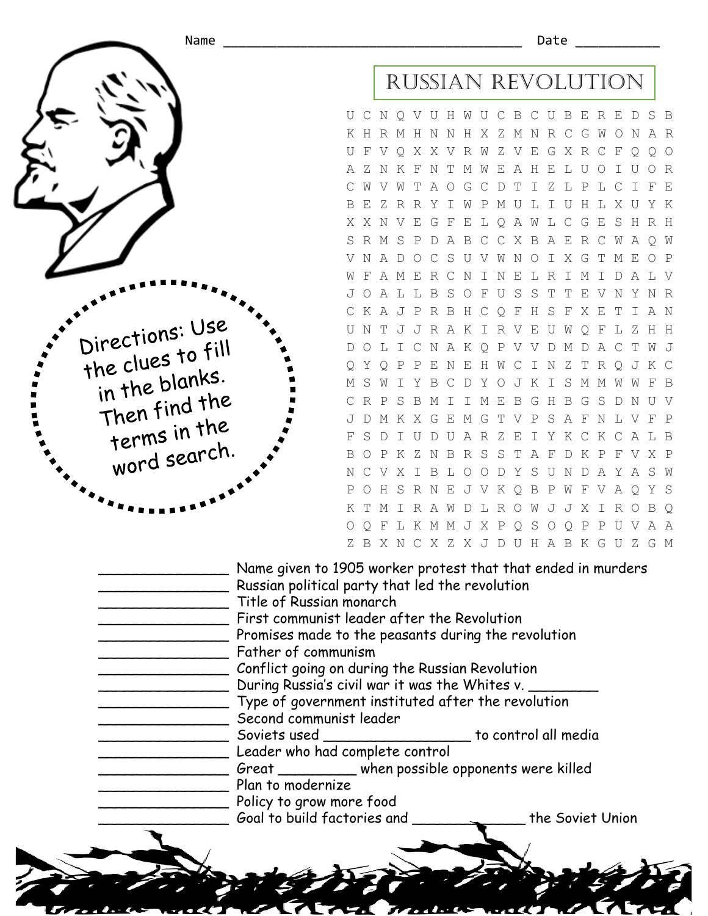Name ______________________________________ Date __________

# RUSSIAN REVOLUTION

```
U C N Q V U H W U C B C U B E R E D S B
K H R M H N N H X Z M N R C G W O N A R
U F V Q X X V R W Z V E G X R C F Q Q O
A Z N K F N T M W E A H E L U O I U O R
C W V W T A O G C D T I Z L P L C I F E
B E Z R R Y I W P M U L I U H L X U Y K
X X N V E G F E L Q A W L C G E S H R H
S R M S P D A B C C X B A E R C W A Q W
V N A D O C S U V W N O I X G T M E O P
W F A M E R C N I N E L R I M I D A L V
J O A L L B S O F U S S T T E V N Y N R
C K A J P R B H C Q F H S F X E T I A N
U N T J J R A K I R V E U W Q F L Z H H
D O L I C N A K Q P V V D M D A C T W J
Q Y Q P P E N E H W C I N Z T R Q J K C
M S W I Y B C D Y O J K I S M M W W F B
C R P S B M I I M E B G H B G S D N U V
J D M K X G E M G T V P S A F N L V F P
F S D I U D U A R Z E I Y K C K C A L B
B O P K Z N B R S S T A F D K P F V X P
N C V X I B L O O D Y S U N D A Y A S W
P O H S R N E J V K Q B P W F V A Q Y S
K T M I R A W D L R O W J J X I R O B Q
O Q F L K M M J X P Q S O Q P P U V A A
Z B X N C X Z X J D U H A B K G U Z G M
```

Directions: Use the clues to fill in the blanks. Then find the terms in the word search.

_______________ Name given to 1905 worker protest that that ended in murders
_______________ Russian political party that led the revolution
_______________ Title of Russian monarch
_______________ First communist leader after the Revolution
_______________ Promises made to the peasants during the revolution
_______________ Father of communism
_______________ Conflict going on during the Russian Revolution
_______________ During Russia's civil war it was the Whites v. ________
_______________ Type of government instituted after the revolution
_______________ Second communist leader
_______________ Soviets used __________________ to control all media
_______________ Leader who had complete control
_______________ Great _________ when possible opponents were killed
_______________ Plan to modernize
_______________ Policy to grow more food
_______________ Goal to build factories and _____________ the Soviet Union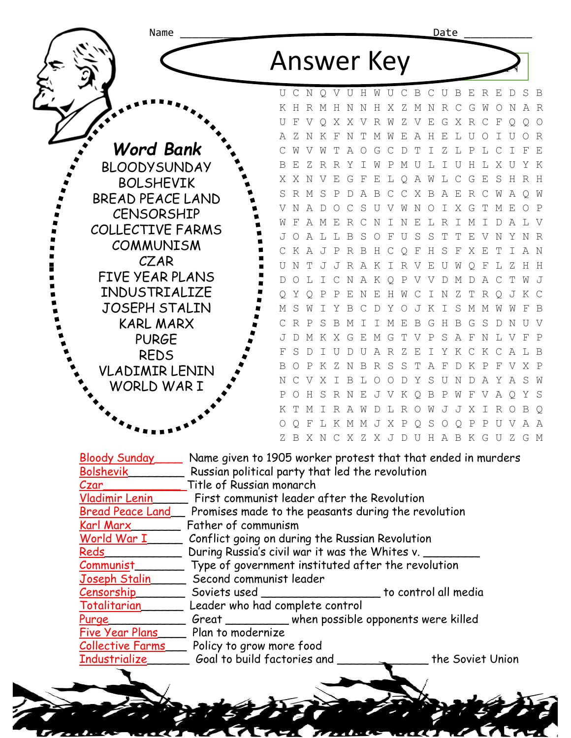Name ______________________ Date ___________

# Answer Key

## Word Bank

- BLOODYSUNDAY
- BOLSHEVIK
- BREAD PEACE LAND
- CENSORSHIP
- COLLECTIVE FARMS
- COMMUNISM
- CZAR
- FIVE YEAR PLANS
- INDUSTRIALIZE
- JOSEPH STALIN
- KARL MARX
- PURGE
- REDS
- VLADIMIR LENIN
- WORLD WAR I

```
U C N Q V U H W U C B C U B E R E D S B
K H R M H N N H X Z M N R C G W O N A R
U F V Q X X V R W Z V E G X R C F Q Q O
A Z N K F N T M W E A H E L U O I U O R
C W V W T A O G C D T I Z L P L C I F E
B E Z R R Y I W P M U L I U H L X U Y K
X X N V E G F E L Q A W L C G E S H R H
S R M S P D A B C C X B A E R C W A Q W
V N A D O C S U V W N O I X G T M E O P
W F A M E R C N I N E L R I M I D A L V
J O A L L B S O F U S S T T E V N Y N R
C K A J P R B H C Q F H S F X E T I A N
U N T J J R A K I R V E U W Q F L Z H H
D O L I C N A K Q P V V D M D A C T W J
Q Y Q P P E N E H W C I N Z T R Q J K C
M S W I Y B C D Y O J K I S M M W W F B
C R P S B M I I M E B G H B G S D N U V
J D M K X G E M G T V P S A F N L V F P
F S D I U D U A R Z E I Y K C K C A L B
B O P K Z N B R S S T A F D K P F V X P
N C V X I B L O O D Y S U N D A Y A S W
P O H S R N E J V K Q B P W F V A Q Y S
K T M I R A W D L R O W J J X I R O B Q
O Q F L K M M J X P Q S O Q P P U V A A
Z B X N C X Z X J D U H A B K G U Z G M
```

Bloody Sunday____ Name given to 1905 worker protest that that ended in murders
Bolshevik________ Russian political party that led the revolution
Czar_____________ Title of Russian monarch
Vladimir Lenin_____ First communist leader after the Revolution
Bread Peace Land__ Promises made to the peasants during the revolution
Karl Marx_______ Father of communism
World War I_____ Conflict going on during the Russian Revolution
Reds___________ During Russia's civil war it was the Whites v. _________
Communist_______ Type of government instituted after the revolution
Joseph Stalin_____ Second communist leader
Censorship_______ Soviets used ________________ to control all media
Totalitarian______ Leader who had complete control
Purge___________ Great _________ when possible opponents were killed
Five Year Plans____ Plan to modernize
Collective Farms___ Policy to grow more food
Industrialize______ Goal to build factories and _____________ the Soviet Union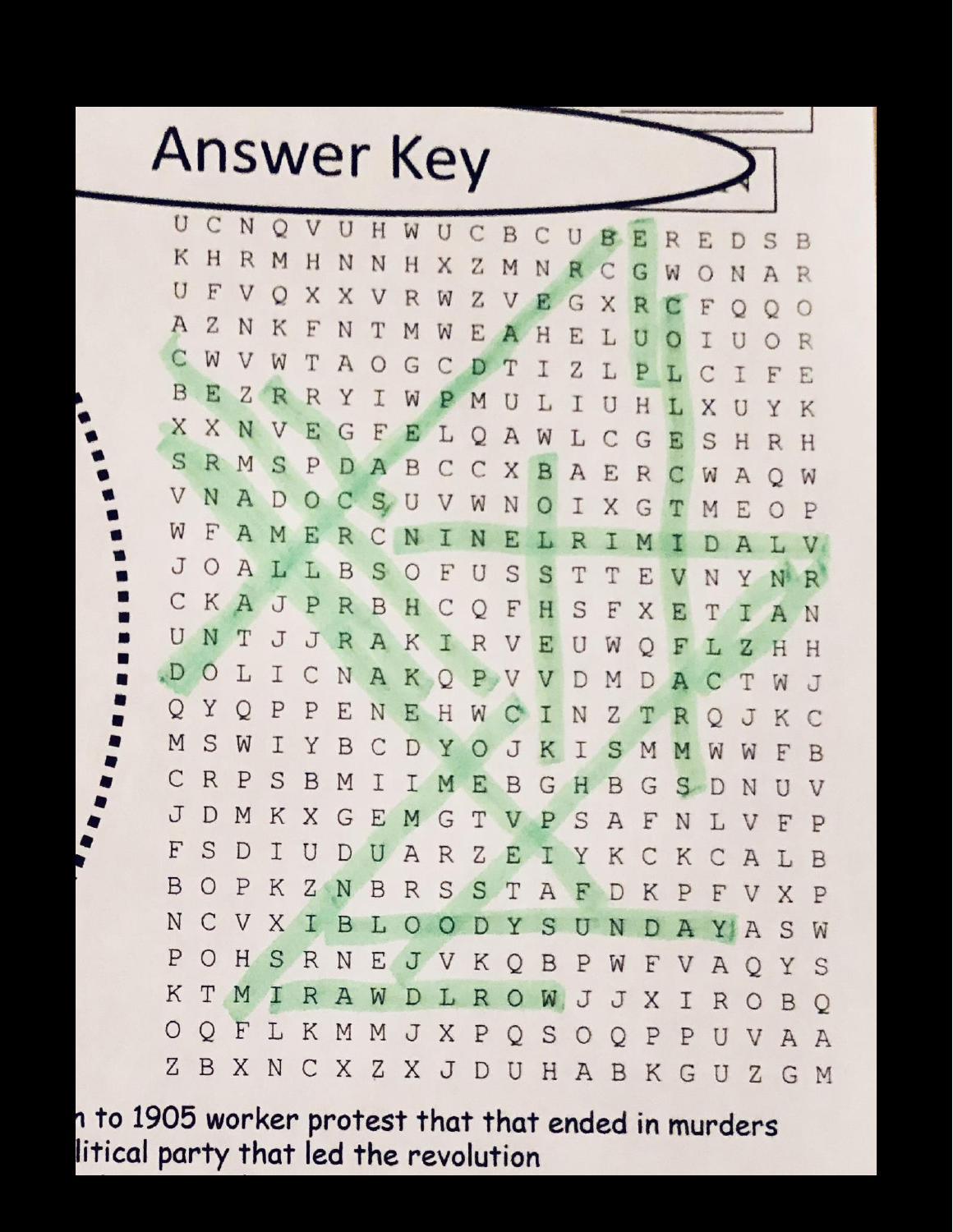# Answer Key

```
U C N Q V U H W U C B C U B E R E D S B
K H R M H N N H X Z M N R C G W O N A R
U F V Q X X V R W Z V E G X R C F Q Q O
A Z N K F N T M W E A H E L U O I U O R
C W V W T A O G C D T I Z L P L C I F E
B E Z R R Y I W P M U L I U H L X U Y K
X X N V E G F E L Q A W L C G E S H R H
S R M S P D A B C C X B A E R C W A Q W
V N A D O C S U V W N O I X G T M E O P
W F A M E R C N I N E L R I M I D A L V
J O A L L B S O F U S S T T E V N Y N R
C K A J P R B H C Q F H S F X E T I A N
U N T J J R A K I R V E U W Q F L Z H H
D O L I C N A K Q P V V D M D A C T W J
Q Y Q P P E N E H W C I N Z T R Q J K C
M S W I Y B C D Y O J K I S M M W W F B
C R P S B M I I M E B G H B G S D N U V
J D M K X G E M G T V P S A F N L V F P
F S D I U D U A R Z E I Y K C K C A L B
B O P K Z N B R S S T A F D K P F V X P
N C V X I B L O O D Y S U N D A Y A S W
P O H S R N E J V K Q B P W F V A Q Y S
K T M I R A W D L R O W J J X I R O B Q
O Q F L K M M J X P Q S O Q P P U V A A
Z B X N C X Z X J D U H A B K G U Z G M
```

n to 1905 worker protest that that ended in murders
litical party that led the revolution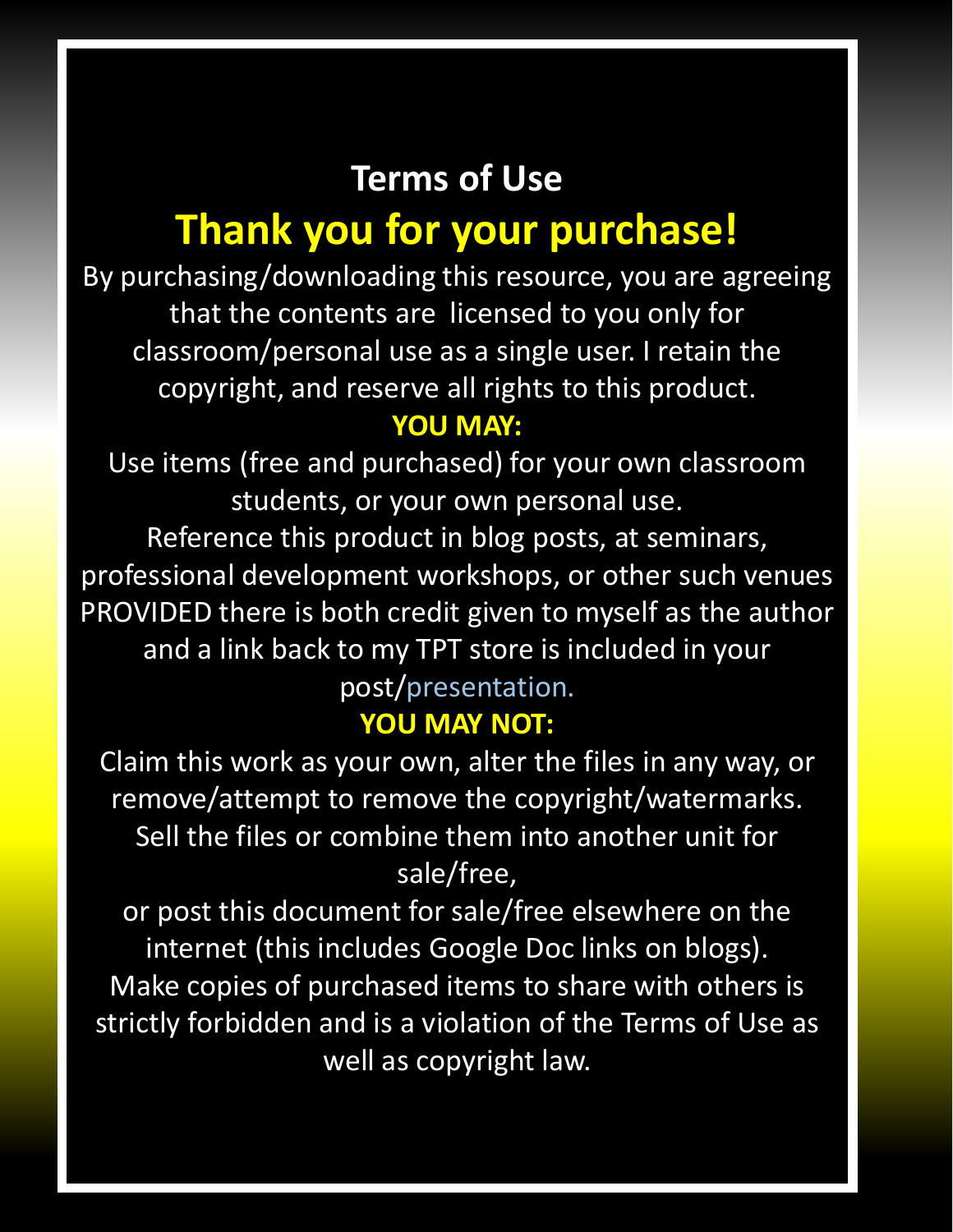# Terms of Use

## Thank you for your purchase!

By purchasing/downloading this resource, you are agreeing that the contents are licensed to you only for classroom/personal use as a single user. I retain the copyright, and reserve all rights to this product.

**YOU MAY:**

Use items (free and purchased) for your own classroom students, or your own personal use.

Reference this product in blog posts, at seminars, professional development workshops, or other such venues PROVIDED there is both credit given to myself as the author and a link back to my TPT store is included in your post/presentation.

**YOU MAY NOT:**

Claim this work as your own, alter the files in any way, or remove/attempt to remove the copyright/watermarks.

Sell the files or combine them into another unit for sale/free,

or post this document for sale/free elsewhere on the internet (this includes Google Doc links on blogs).

Make copies of purchased items to share with others is strictly forbidden and is a violation of the Terms of Use as well as copyright law.